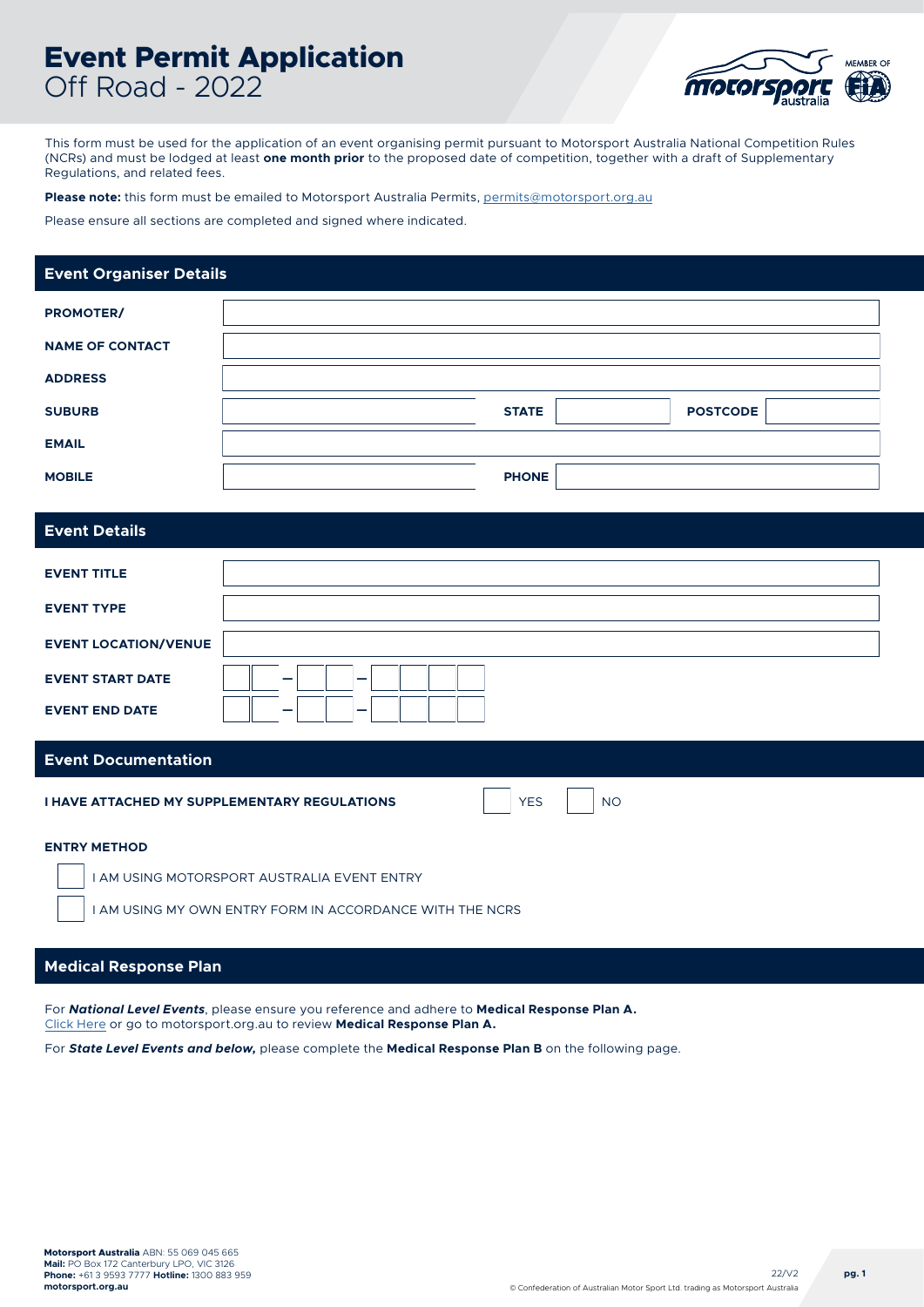# Event Permit Application
Off Road - 2022

This form must be used for the application of an event organising permit pursuant to Motorsport Australia National Competition Rules (NCRs) and must be lodged at least **one month prior** to the proposed date of competition, together with a draft of Supplementary Regulations, and related fees.

**Please note:** this form must be emailed to Motorsport Australia Permits, permits@motorsport.org.au

Please ensure all sections are completed and signed where indicated.

## Event Organiser Details

| | | | | | |
|---|---|---|---|---|---|
| **PROMOTER/** | | | | | |
| **NAME OF CONTACT** | | | | | |
| **ADDRESS** | | | | | |
| **SUBURB** | | **STATE** | | **POSTCODE** | |
| **EMAIL** | | | | | |
| **MOBILE** | | **PHONE** | | | |

## Event Details

| | |
|---|---|
| **EVENT TITLE** | |
| **EVENT TYPE** | |
| **EVENT LOCATION/VENUE** | |
| **EVENT START DATE** | __ __ – __ __ – __ __ __ __ |
| **EVENT END DATE** | __ __ – __ __ – __ __ __ __ |

## Event Documentation

**I HAVE ATTACHED MY SUPPLEMENTARY REGULATIONS** ☐ YES ☐ NO

**ENTRY METHOD**

☐ I AM USING MOTORSPORT AUSTRALIA EVENT ENTRY

☐ I AM USING MY OWN ENTRY FORM IN ACCORDANCE WITH THE NCRS

## Medical Response Plan

For ***National Level Events***, please ensure you reference and adhere to **Medical Response Plan A.**
Click Here or go to motorsport.org.au to review **Medical Response Plan A.**

For ***State Level Events and below,*** please complete the **Medical Response Plan B** on the following page.

**Motorsport Australia** ABN: 55 069 045 665
**Mail:** PO Box 172 Canterbury LPO, VIC 3126
**Phone:** +61 3 9593 7777 **Hotline:** 1300 883 959
**motorsport.org.au**

22/V2

© Confederation of Australian Motor Sport Ltd. trading as Motorsport Australia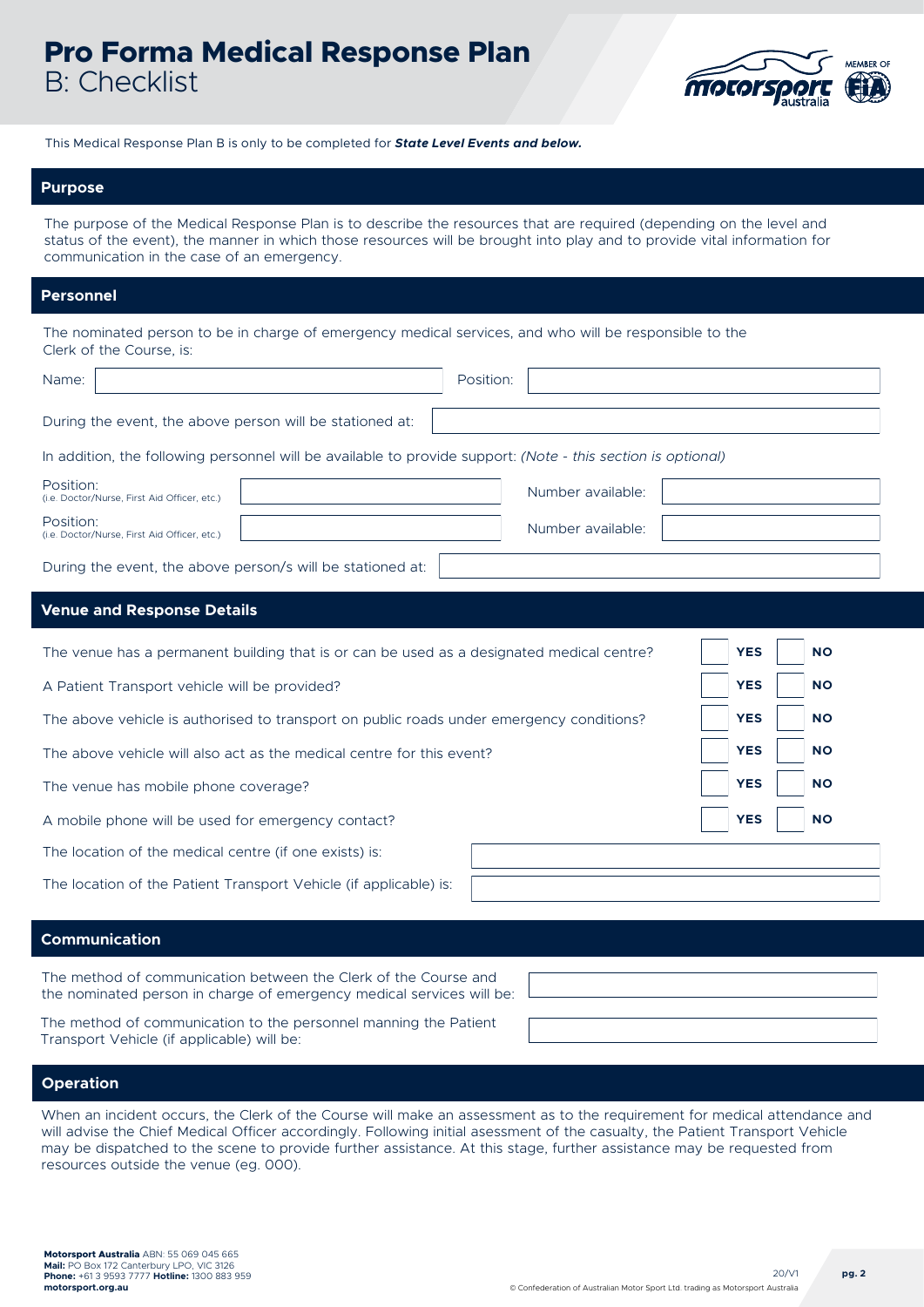# Pro Forma Medical Response Plan
B: Checklist

This Medical Response Plan B is only to be completed for ***State Level Events and below.***

## Purpose

The purpose of the Medical Response Plan is to describe the resources that are required (depending on the level and status of the event), the manner in which those resources will be brought into play and to provide vital information for communication in the case of an emergency.

## Personnel

The nominated person to be in charge of emergency medical services, and who will be responsible to the Clerk of the Course, is:

Name: ______________________ Position: ______________________

During the event, the above person will be stationed at: ______________________

In addition, the following personnel will be available to provide support: *(Note - this section is optional)*

Position: (i.e. Doctor/Nurse, First Aid Officer, etc.) ______________________ Number available: ______________________

Position: (i.e. Doctor/Nurse, First Aid Officer, etc.) ______________________ Number available: ______________________

During the event, the above person/s will be stationed at: ______________________

## Venue and Response Details

| | | |
|---|---|---|
| The venue has a permanent building that is or can be used as a designated medical centre? | ☐ **YES** | ☐ **NO** |
| A Patient Transport vehicle will be provided? | ☐ **YES** | ☐ **NO** |
| The above vehicle is authorised to transport on public roads under emergency conditions? | ☐ **YES** | ☐ **NO** |
| The above vehicle will also act as the medical centre for this event? | ☐ **YES** | ☐ **NO** |
| The venue has mobile phone coverage? | ☐ **YES** | ☐ **NO** |
| A mobile phone will be used for emergency contact? | ☐ **YES** | ☐ **NO** |

The location of the medical centre (if one exists) is: ______________________

The location of the Patient Transport Vehicle (if applicable) is: ______________________

## Communication

The method of communication between the Clerk of the Course and the nominated person in charge of emergency medical services will be: ______________________

The method of communication to the personnel manning the Patient Transport Vehicle (if applicable) will be: ______________________

## Operation

When an incident occurs, the Clerk of the Course will make an assessment as to the requirement for medical attendance and will advise the Chief Medical Officer accordingly. Following initial asessment of the casualty, the Patient Transport Vehicle may be dispatched to the scene to provide further assistance. At this stage, further assistance may be requested from resources outside the venue (eg. 000).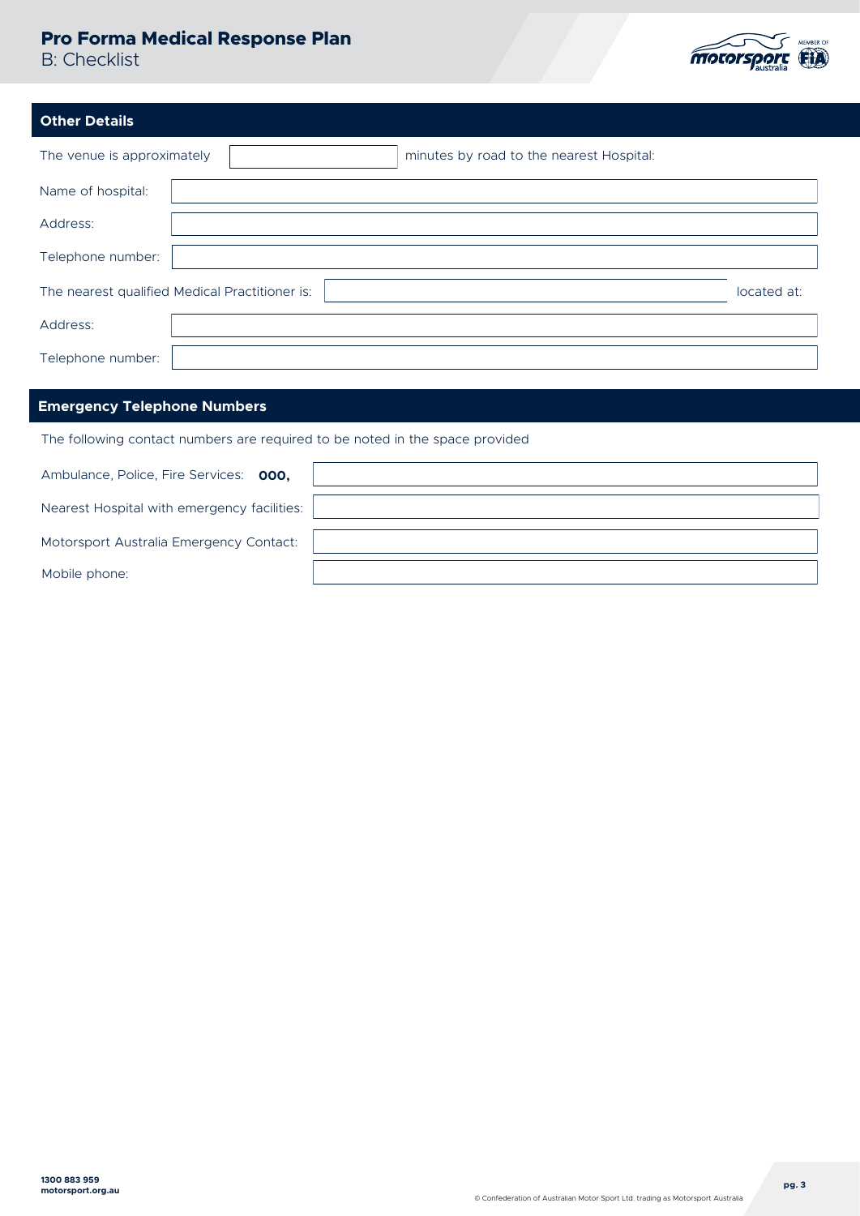## Other Details

The venue is approximately ____________ minutes by road to the nearest Hospital:

Name of hospital: ____________

Address: ____________

Telephone number: ____________

The nearest qualified Medical Practitioner is: ____________ located at:

Address: ____________

Telephone number: ____________

## Emergency Telephone Numbers

The following contact numbers are required to be noted in the space provided

Ambulance, Police, Fire Services: **000,** ____________

Nearest Hospital with emergency facilities: ____________

Motorsport Australia Emergency Contact: ____________

Mobile phone: ____________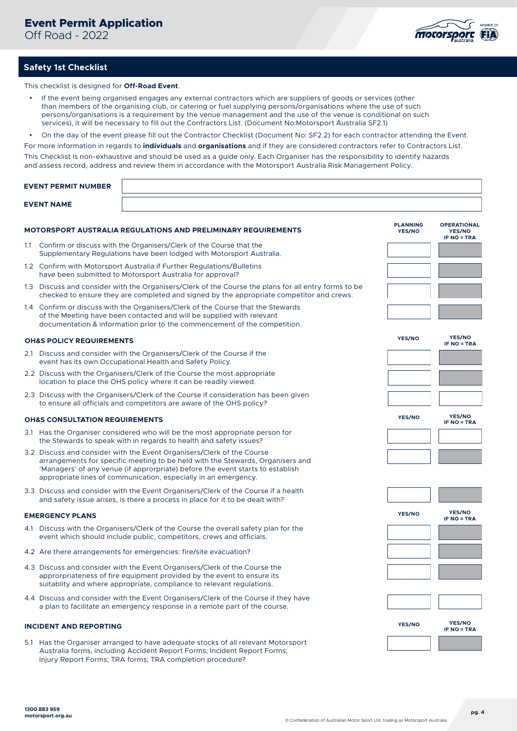# Event Permit Application

Off Road - 2022

## Safety 1st Checklist

This checklist is designed for **Off-Road Event**.

- If the event being organised engages any external contractors which are suppliers of goods or services (other than members of the organising club, or catering or fuel supplying persons/organisations where the use of such persons/organisations is a requirement by the venue management and the use of the venue is conditional on such services), it will be necessary to fill out the Contractors List. (Document No:Motorsport Australia SF2.1)
- On the day of the event please fill out the Contractor Checklist (Document No: SF2.2) for each contractor attending the Event.

For more information in regards to **individuals** and **organisations** and if they are considered contractors refer to Contractors List.

This Checklist is non-exhaustive and should be used as a guide only. Each Organiser has the responsibility to identify hazards and assess record, address and review them in accordance with the Motorsport Australia Risk Management Policy.

| | |
|---|---|
| **EVENT PERMIT NUMBER** | |
| **EVENT NAME** | |

| **MOTORSPORT AUSTRALIA REGULATIONS AND PRELIMINARY REQUIREMENTS** | **PLANNING YES/NO** | **OPERATIONAL YES/NO IF NO = TRA** |
|---|---|---|
| 1.1 Confirm or discuss with the Organisers/Clerk of the Course that the Supplementary Regulations have been lodged with Motorsport Australia. | | |
| 1.2 Confirm with Motorsport Australia if Further Regulations/Bulletins have been submitted to Motorsport Australia for approval? | | |
| 1.3 Discuss and consider with the Organisers/Clerk of the Course the plans for all entry forms to be checked to ensure they are completed and signed by the appropriate competitor and crews. | | |
| 1.4 Confirm or discuss with the Organisers/Clerk of the Course that the Stewards of the Meeting have been contacted and will be supplied with relevant documentation & information prior to the commencement of the competition. | | |

| **OH&S POLICY REQUIREMENTS** | **YES/NO** | **YES/NO IF NO = TRA** |
|---|---|---|
| 2.1 Discuss and consider with the Organisers/Clerk of the Course if the event has its own Occupational Health and Safety Policy. | | |
| 2.2 Discuss with the Organisers/Clerk of the Course the most appropriate location to place the OHS policy where it can be readily viewed. | | |
| 2.3 Discuss with the Organisers/Clerk of the Course if consideration has been given to ensure all officials and competitors are aware of the OHS policy? | | |

| **OH&S CONSULTATION REQUIREMENTS** | **YES/NO** | **YES/NO IF NO = TRA** |
|---|---|---|
| 3.1 Has the Organiser considered who will be the most appropriate person for the Stewards to speak with in regards to health and safety issues? | | |
| 3.2 Discuss and consider with the Event Organisers/Clerk of the Course arrangements for specific meeting to be held with the Stewards, Organisers and 'Managers' of any venue (if aprrorpriate) before the event starts to establish appropriate lines of communication, especially in an emergency. | | |
| 3.3 Discuss and consider with the Event Organisers/Clerk of the Course if a health and safety issue arises, is there a process in place for it to be dealt with? | | |

| **EMERGENCY PLANS** | **YES/NO** | **YES/NO IF NO = TRA** |
|---|---|---|
| 4.1 Discuss with the Organisers/Clerk of the Course the overall safety plan for the event which should include public, competitors, crews and officials. | | |
| 4.2 Are there arrangements for emergencies: fire/site evacuation? | | |
| 4.3 Discuss and consider with the Event Organisers/Clerk of the Course the approrpriateness of fire equipment provided by the event to ensure its suitablity and where appropriate, compliance to relevant regulations. | | |
| 4.4 Discuss and consider with the Event Organisers/Clerk of the Course if they have a plan to facilitate an emergency response in a remote part of the course. | | |

| **INCIDENT AND REPORTING** | **YES/NO** | **YES/NO IF NO = TRA** |
|---|---|---|
| 5.1 Has the Organiser arranged to have adequate stocks of all relevant Motorsport Australia forms, including Accident Report Forms; Incident Report Forms; Injury Report Forms; TRA forms; TRA completion procedure? | | |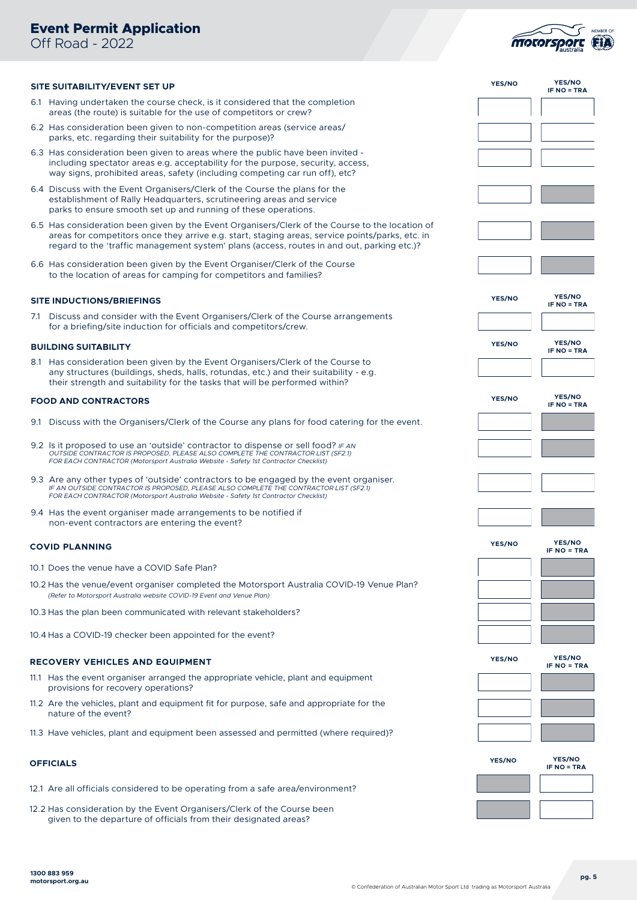# Event Permit Application

Off Road - 2022

### SITE SUITABILITY/EVENT SET UP

| | YES/NO | YES/NO IF NO = TRA |
|---|---|---|
| 6.1 Having undertaken the course check, is it considered that the completion areas (the route) is suitable for the use of competitors or crew? | | |
| 6.2 Has consideration been given to non-competition areas (service areas/ parks, etc. regarding their suitability for the purpose)? | | |
| 6.3 Has consideration been given to areas where the public have been invited - including spectator areas e.g. acceptability for the purpose, security, access, way signs, prohibited areas, safety (including competing car run off), etc? | | |
| 6.4 Discuss with the Event Organisers/Clerk of the Course the plans for the establishment of Rally Headquarters, scrutineering areas and service parks to ensure smooth set up and running of these operations. | | |
| 6.5 Has consideration been given by the Event Organisers/Clerk of the Course to the location of areas for competitors once they arrive e.g. start, staging areas, service points/parks, etc. in regard to the 'traffic management system' plans (access, routes in and out, parking etc.)? | | |
| 6.6 Has consideration been given by the Event Organiser/Clerk of the Course to the location of areas for camping for competitors and families? | | |

### SITE INDUCTIONS/BRIEFINGS

| | YES/NO | YES/NO IF NO = TRA |
|---|---|---|
| 7.1 Discuss and consider with the Event Organisers/Clerk of the Course arrangements for a briefing/site induction for officials and competitors/crew. | | |

### BUILDING SUITABILITY

| | YES/NO | YES/NO IF NO = TRA |
|---|---|---|
| 8.1 Has consideration been given by the Event Organisers/Clerk of the Course to any structures (buildings, sheds, halls, rotundas, etc.) and their suitability - e.g. their strength and suitability for the tasks that will be performed within? | | |

### FOOD AND CONTRACTORS

| | YES/NO | YES/NO IF NO = TRA |
|---|---|---|
| 9.1 Discuss with the Organisers/Clerk of the Course any plans for food catering for the event. | | |
| 9.2 Is it proposed to use an 'outside' contractor to dispense or sell food? *IF AN OUTSIDE CONTRACTOR IS PROPOSED, PLEASE ALSO COMPLETE THE CONTRACTOR LIST (SF2.1) FOR EACH CONTRACTOR (Motorsport Australia Website - Safety 1st Contractor Checklist)* | | |
| 9.3 Are any other types of 'outside' contractors to be engaged by the event organiser. *IF AN OUTSIDE CONTRACTOR IS PROPOSED, PLEASE ALSO COMPLETE THE CONTRACTOR LIST (SF2.1) FOR EACH CONTRACTOR (Motorsport Australia Website - Safety 1st Contractor Checklist)* | | |
| 9.4 Has the event organiser made arrangements to be notified if non-event contractors are entering the event? | | |

### COVID PLANNING

| | YES/NO | YES/NO IF NO = TRA |
|---|---|---|
| 10.1 Does the venue have a COVID Safe Plan? | | |
| 10.2 Has the venue/event organiser completed the Motorsport Australia COVID-19 Venue Plan? *(Refer to Motorsport Australia website COVID-19 Event and Venue Plan)* | | |
| 10.3 Has the plan been communicated with relevant stakeholders? | | |
| 10.4 Has a COVID-19 checker been appointed for the event? | | |

### RECOVERY VEHICLES AND EQUIPMENT

| | YES/NO | YES/NO IF NO = TRA |
|---|---|---|
| 11.1 Has the event organiser arranged the appropriate vehicle, plant and equipment provisions for recovery operations? | | |
| 11.2 Are the vehicles, plant and equipment fit for purpose, safe and appropriate for the nature of the event? | | |
| 11.3 Have vehicles, plant and equipment been assessed and permitted (where required)? | | |

### OFFICIALS

| | YES/NO | YES/NO IF NO = TRA |
|---|---|---|
| 12.1 Are all officials considered to be operating from a safe area/environment? | | |
| 12.2 Has consideration by the Event Organisers/Clerk of the Course been given to the departure of officials from their designated areas? | | |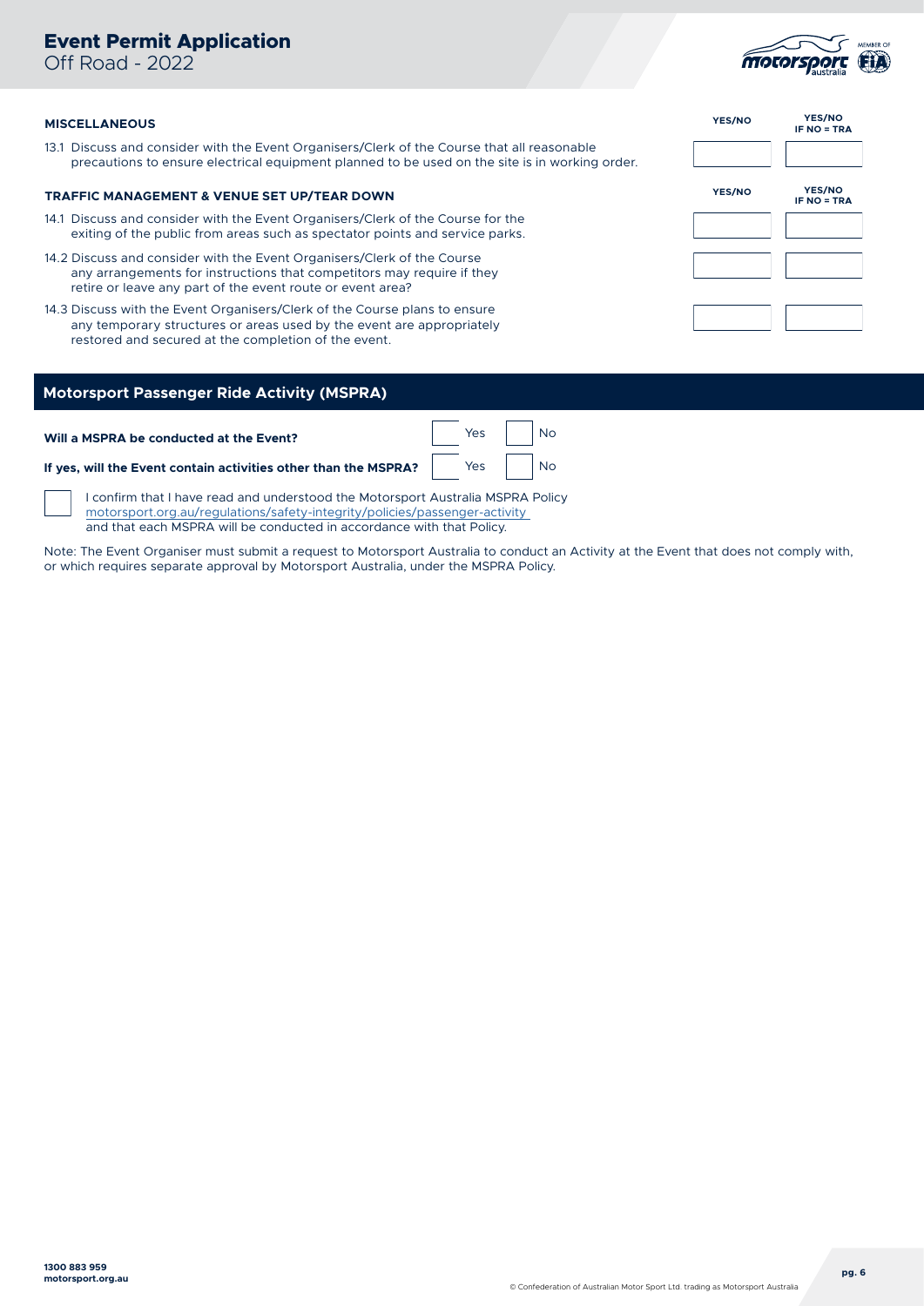## MISCELLANEOUS

| | YES/NO | YES/NO IF NO = TRA |
|---|---|---|
| 13.1 Discuss and consider with the Event Organisers/Clerk of the Course that all reasonable precautions to ensure electrical equipment planned to be used on the site is in working order. | | |

## TRAFFIC MANAGEMENT & VENUE SET UP/TEAR DOWN

| | YES/NO | YES/NO IF NO = TRA |
|---|---|---|
| 14.1 Discuss and consider with the Event Organisers/Clerk of the Course for the exiting of the public from areas such as spectator points and service parks. | | |
| 14.2 Discuss and consider with the Event Organisers/Clerk of the Course any arrangements for instructions that competitors may require if they retire or leave any part of the event route or event area? | | |
| 14.3 Discuss with the Event Organisers/Clerk of the Course plans to ensure any temporary structures or areas used by the event are appropriately restored and secured at the completion of the event. | | |

## Motorsport Passenger Ride Activity (MSPRA)

**Will a MSPRA be conducted at the Event?** ☐ Yes ☐ No

**If yes, will the Event contain activities other than the MSPRA?** ☐ Yes ☐ No

☐ I confirm that I have read and understood the Motorsport Australia MSPRA Policy motorsport.org.au/regulations/safety-integrity/policies/passenger-activity and that each MSPRA will be conducted in accordance with that Policy.

Note: The Event Organiser must submit a request to Motorsport Australia to conduct an Activity at the Event that does not comply with, or which requires separate approval by Motorsport Australia, under the MSPRA Policy.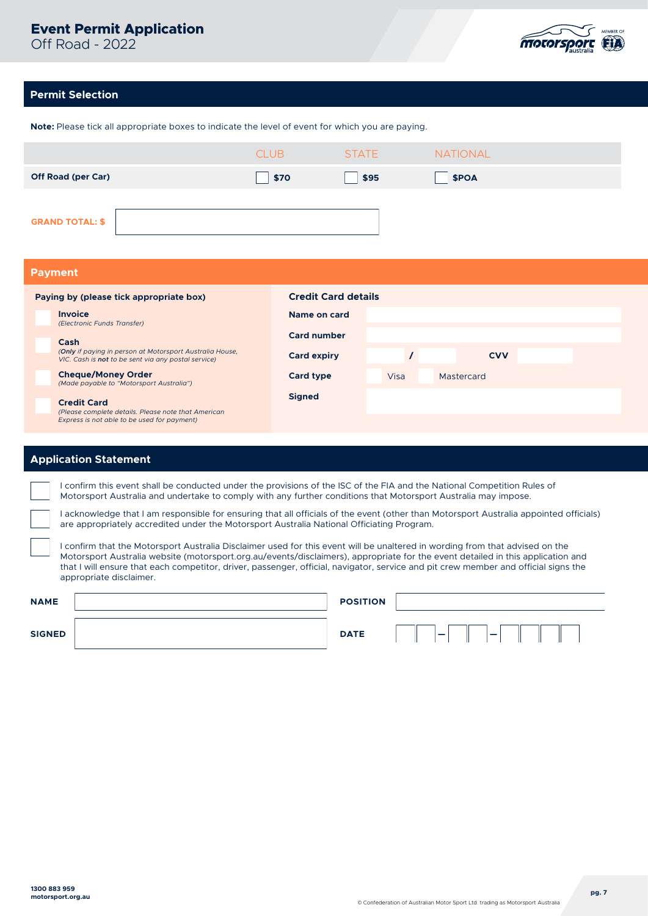# Event Permit Application
Off Road - 2022

## Permit Selection

**Note:** Please tick all appropriate boxes to indicate the level of event for which you paying.

| | CLUB | STATE | NATIONAL |
|---|---|---|---|
| **Off Road (per Car)** | ☐ **$70** | ☐ **$95** | ☐ **$POA** |

**GRAND TOTAL: $** ____________

## Payment

**Paying by (please tick appropriate box)**

- ☐ **Invoice**
  *(Electronic Funds Transfer)*
- ☐ **Cash**
  *(**Only** if paying in person at Motorsport Australia House, VIC. Cash is **not** to be sent via any postal service)*
- ☐ **Cheque/Money Order**
  *(Made payable to "Motorsport Australia")*
- ☐ **Credit Card**
  *(Please complete details. Please note that American Express is not able to be used for payment)*

**Credit Card details**

| | |
|---|---|
| **Name on card** | |
| **Card number** | |
| **Card expiry** | / **CVV** |
| **Card type** | ☐ Visa ☐ Mastercard |
| **Signed** | |

## Application Statement

☐ I confirm this event shall be conducted under the provisions of the ISC of the FIA and the National Competition Rules of Motorsport Australia and undertake to comply with any further conditions that Motorsport Australia may impose.

☐ I acknowledge that I am responsible for ensuring that all officials of the event (other than Motorsport Australia appointed officials) are appropriately accredited under the Motorsport Australia National Officiating Program.

☐ I confirm that the Motorsport Australia Disclaimer used for this event will be unaltered in wording from that advised on the Motorsport Australia website (motorsport.org.au/events/disclaimers), appropriate for the event detailed in this application and that I will ensure that each competitor, driver, passenger, official, navigator, service and pit crew member and official signs the appropriate disclaimer.

| | | | |
|---|---|---|---|
| **NAME** | | **POSITION** | |
| **SIGNED** | | **DATE** | __ __ – __ __ – __ __ __ __ |

1300 883 959
motorsport.org.au

© Confederation of Australian Motor Sport Ltd. trading as Motorsport Australia